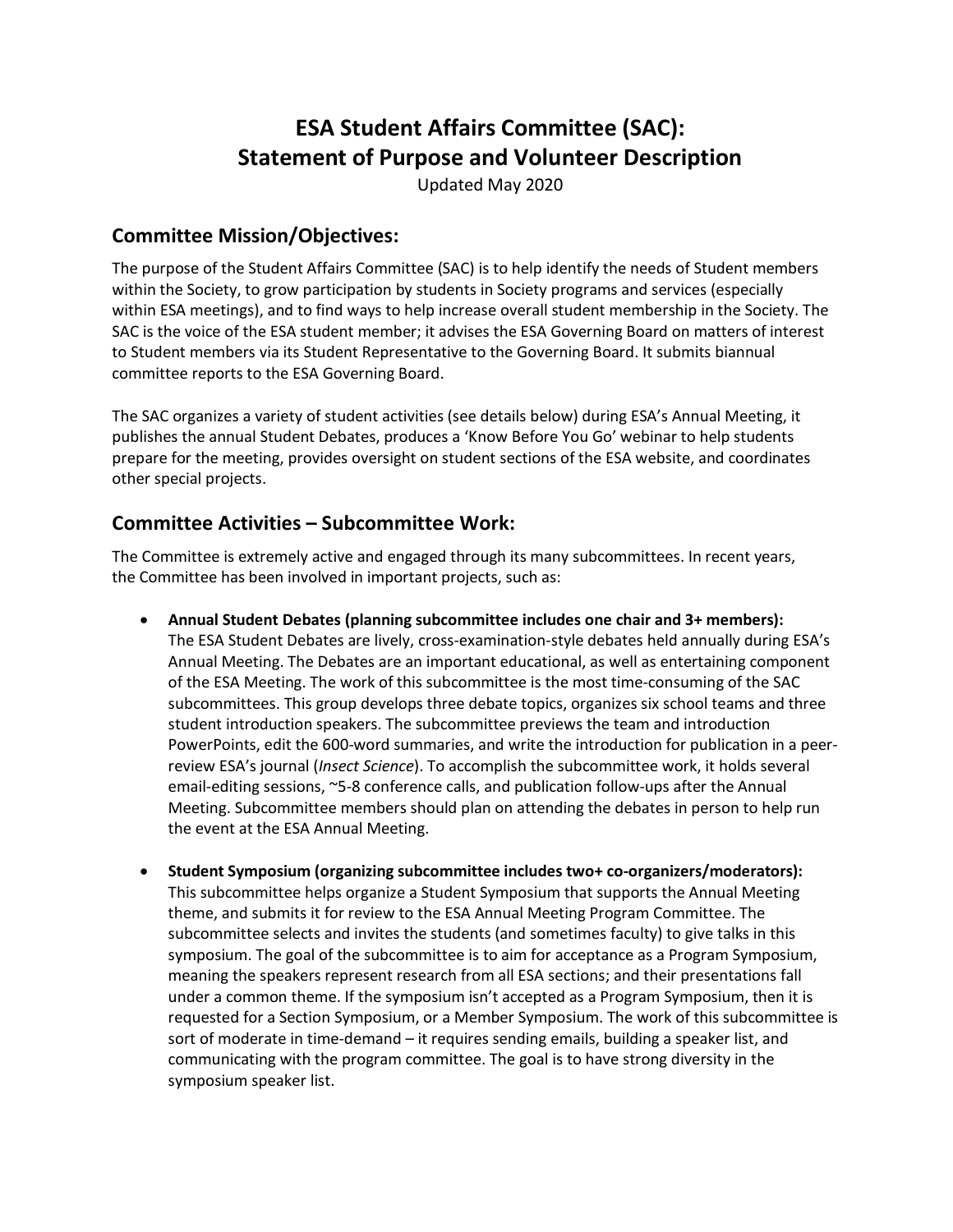# ESA Student Affairs Committee (SAC): Statement of Purpose and Volunteer Description

Updated May 2020

## Committee Mission/Objectives:

The purpose of the Student Affairs Committee (SAC) is to help identify the needs of Student members within the Society, to grow participation by students in Society programs and services (especially within ESA meetings), and to find ways to help increase overall student membership in the Society. The SAC is the voice of the ESA student member; it advises the ESA Governing Board on matters of interest to Student members via its Student Representative to the Governing Board. It submits biannual committee reports to the ESA Governing Board.

The SAC organizes a variety of student activities (see details below) during ESA's Annual Meeting, it publishes the annual Student Debates, produces a 'Know Before You Go' webinar to help students prepare for the meeting, provides oversight on student sections of the ESA website, and coordinates other special projects.

## Committee Activities – Subcommittee Work:

The Committee is extremely active and engaged through its many subcommittees. In recent years, the Committee has been involved in important projects, such as:

- **Annual Student Debates (planning subcommittee includes one chair and 3+ members):** The ESA Student Debates are lively, cross-examination-style debates held annually during ESA's Annual Meeting. The Debates are an important educational, as well as entertaining component of the ESA Meeting. The work of this subcommittee is the most time-consuming of the SAC subcommittees. This group develops three debate topics, organizes six school teams and three student introduction speakers. The subcommittee previews the team and introduction PowerPoints, edit the 600-word summaries, and write the introduction for publication in a peer-review ESA's journal (*Insect Science*). To accomplish the subcommittee work, it holds several email-editing sessions, ~5-8 conference calls, and publication follow-ups after the Annual Meeting. Subcommittee members should plan on attending the debates in person to help run the event at the ESA Annual Meeting.

- **Student Symposium (organizing subcommittee includes two+ co-organizers/moderators):** This subcommittee helps organize a Student Symposium that supports the Annual Meeting theme, and submits it for review to the ESA Annual Meeting Program Committee. The subcommittee selects and invites the students (and sometimes faculty) to give talks in this symposium. The goal of the subcommittee is to aim for acceptance as a Program Symposium, meaning the speakers represent research from all ESA sections; and their presentations fall under a common theme. If the symposium isn't accepted as a Program Symposium, then it is requested for a Section Symposium, or a Member Symposium. The work of this subcommittee is sort of moderate in time-demand – it requires sending emails, building a speaker list, and communicating with the program committee. The goal is to have strong diversity in the symposium speaker list.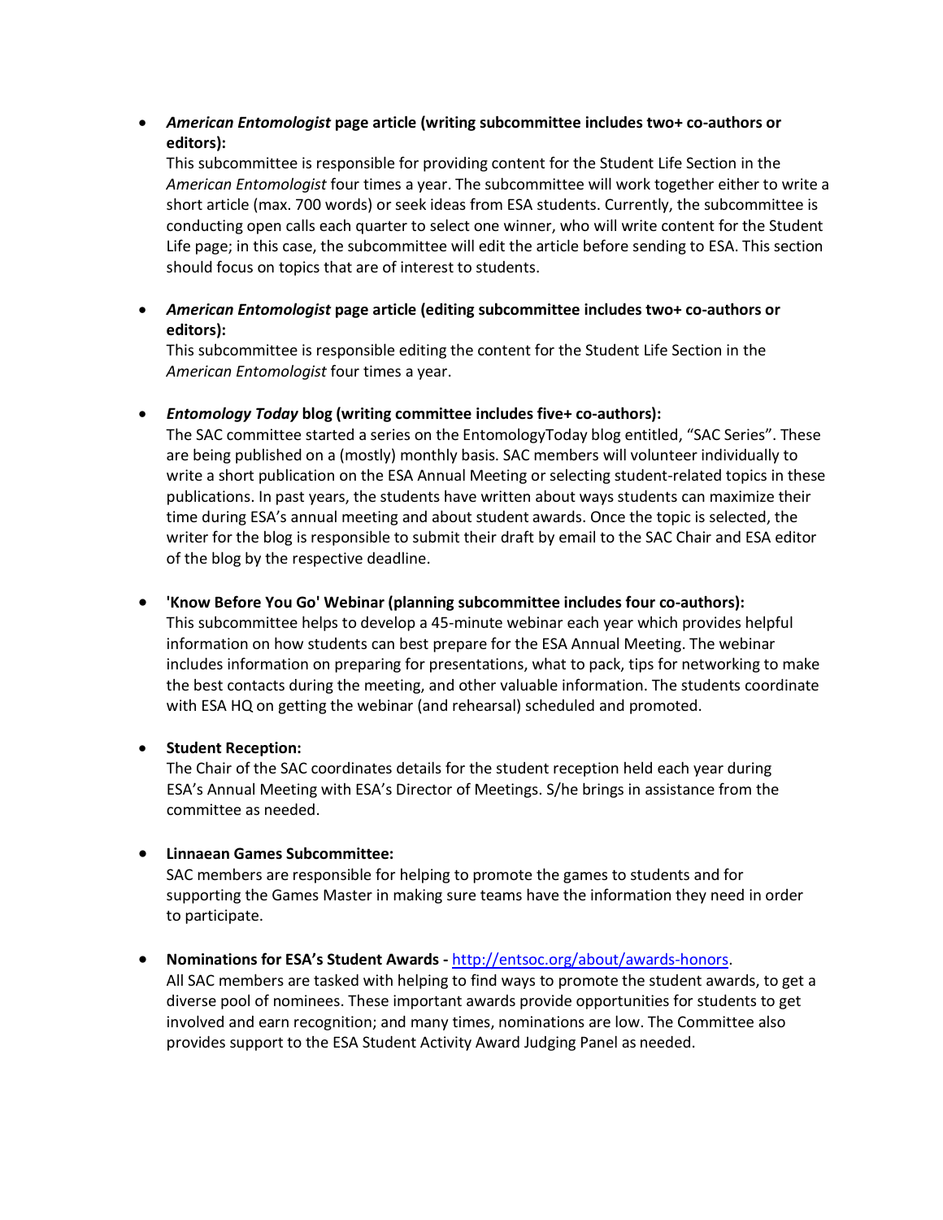- ***American Entomologist* page article (writing subcommittee includes two+ co-authors or editors):**
  This subcommittee is responsible for providing content for the Student Life Section in the *American Entomologist* four times a year. The subcommittee will work together either to write a short article (max. 700 words) or seek ideas from ESA students. Currently, the subcommittee is conducting open calls each quarter to select one winner, who will write content for the Student Life page; in this case, the subcommittee will edit the article before sending to ESA. This section should focus on topics that are of interest to students.

- ***American Entomologist* page article (editing subcommittee includes two+ co-authors or editors):**
  This subcommittee is responsible editing the content for the Student Life Section in the *American Entomologist* four times a year.

- ***Entomology Today* blog (writing committee includes five+ co-authors):**
  The SAC committee started a series on the EntomologyToday blog entitled, "SAC Series". These are being published on a (mostly) monthly basis. SAC members will volunteer individually to write a short publication on the ESA Annual Meeting or selecting student-related topics in these publications. In past years, the students have written about ways students can maximize their time during ESA's annual meeting and about student awards. Once the topic is selected, the writer for the blog is responsible to submit their draft by email to the SAC Chair and ESA editor of the blog by the respective deadline.

- **'Know Before You Go' Webinar (planning subcommittee includes four co-authors):**
  This subcommittee helps to develop a 45-minute webinar each year which provides helpful information on how students can best prepare for the ESA Annual Meeting. The webinar includes information on preparing for presentations, what to pack, tips for networking to make the best contacts during the meeting, and other valuable information. The students coordinate with ESA HQ on getting the webinar (and rehearsal) scheduled and promoted.

- **Student Reception:**
  The Chair of the SAC coordinates details for the student reception held each year during ESA's Annual Meeting with ESA's Director of Meetings. S/he brings in assistance from the committee as needed.

- **Linnaean Games Subcommittee:**
  SAC members are responsible for helping to promote the games to students and for supporting the Games Master in making sure teams have the information they need in order to participate.

- **Nominations for ESA's Student Awards -** [http://entsoc.org/about/awards-honors](http://entsoc.org/about/awards-honors).
  All SAC members are tasked with helping to find ways to promote the student awards, to get a diverse pool of nominees. These important awards provide opportunities for students to get involved and earn recognition; and many times, nominations are low. The Committee also provides support to the ESA Student Activity Award Judging Panel as needed.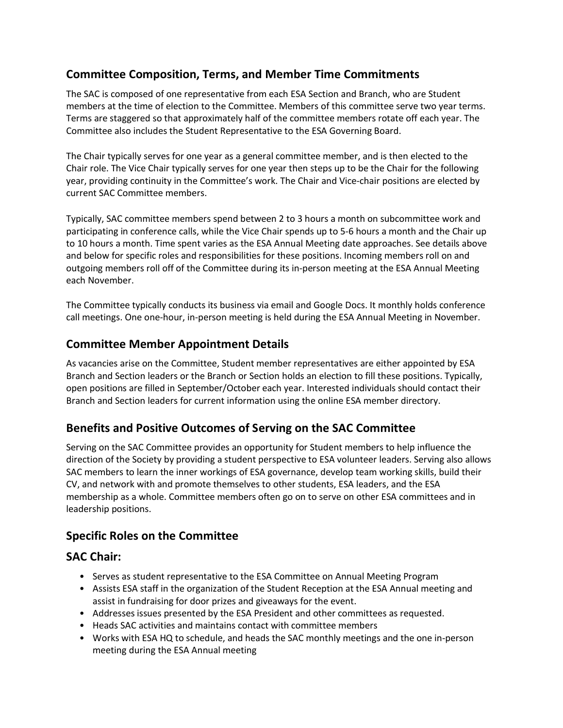## Committee Composition, Terms, and Member Time Commitments

The SAC is composed of one representative from each ESA Section and Branch, who are Student members at the time of election to the Committee. Members of this committee serve two year terms. Terms are staggered so that approximately half of the committee members rotate off each year. The Committee also includes the Student Representative to the ESA Governing Board.

The Chair typically serves for one year as a general committee member, and is then elected to the Chair role. The Vice Chair typically serves for one year then steps up to be the Chair for the following year, providing continuity in the Committee's work. The Chair and Vice-chair positions are elected by current SAC Committee members.

Typically, SAC committee members spend between 2 to 3 hours a month on subcommittee work and participating in conference calls, while the Vice Chair spends up to 5-6 hours a month and the Chair up to 10 hours a month. Time spent varies as the ESA Annual Meeting date approaches. See details above and below for specific roles and responsibilities for these positions. Incoming members roll on and outgoing members roll off of the Committee during its in-person meeting at the ESA Annual Meeting each November.

The Committee typically conducts its business via email and Google Docs. It monthly holds conference call meetings. One one-hour, in-person meeting is held during the ESA Annual Meeting in November.

## Committee Member Appointment Details

As vacancies arise on the Committee, Student member representatives are either appointed by ESA Branch and Section leaders or the Branch or Section holds an election to fill these positions. Typically, open positions are filled in September/October each year. Interested individuals should contact their Branch and Section leaders for current information using the online ESA member directory.

## Benefits and Positive Outcomes of Serving on the SAC Committee

Serving on the SAC Committee provides an opportunity for Student members to help influence the direction of the Society by providing a student perspective to ESA volunteer leaders. Serving also allows SAC members to learn the inner workings of ESA governance, develop team working skills, build their CV, and network with and promote themselves to other students, ESA leaders, and the ESA membership as a whole. Committee members often go on to serve on other ESA committees and in leadership positions.

## Specific Roles on the Committee

## SAC Chair:

- Serves as student representative to the ESA Committee on Annual Meeting Program
- Assists ESA staff in the organization of the Student Reception at the ESA Annual meeting and assist in fundraising for door prizes and giveaways for the event.
- Addresses issues presented by the ESA President and other committees as requested.
- Heads SAC activities and maintains contact with committee members
- Works with ESA HQ to schedule, and heads the SAC monthly meetings and the one in-person meeting during the ESA Annual meeting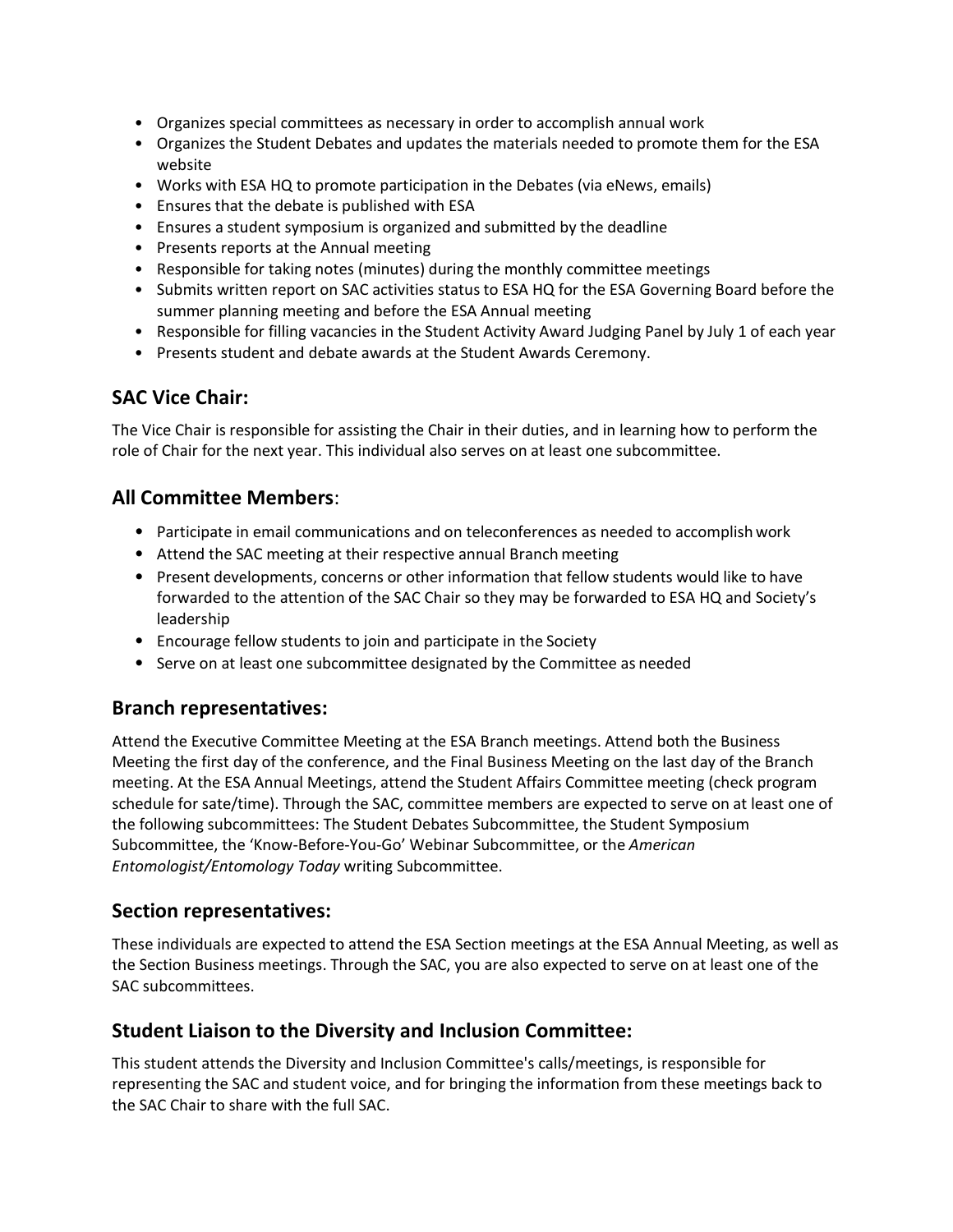- Organizes special committees as necessary in order to accomplish annual work
- Organizes the Student Debates and updates the materials needed to promote them for the ESA website
- Works with ESA HQ to promote participation in the Debates (via eNews, emails)
- Ensures that the debate is published with ESA
- Ensures a student symposium is organized and submitted by the deadline
- Presents reports at the Annual meeting
- Responsible for taking notes (minutes) during the monthly committee meetings
- Submits written report on SAC activities status to ESA HQ for the ESA Governing Board before the summer planning meeting and before the ESA Annual meeting
- Responsible for filling vacancies in the Student Activity Award Judging Panel by July 1 of each year
- Presents student and debate awards at the Student Awards Ceremony.

## SAC Vice Chair:

The Vice Chair is responsible for assisting the Chair in their duties, and in learning how to perform the role of Chair for the next year. This individual also serves on at least one subcommittee.

## All Committee Members:

- Participate in email communications and on teleconferences as needed to accomplish work
- Attend the SAC meeting at their respective annual Branch meeting
- Present developments, concerns or other information that fellow students would like to have forwarded to the attention of the SAC Chair so they may be forwarded to ESA HQ and Society's leadership
- Encourage fellow students to join and participate in the Society
- Serve on at least one subcommittee designated by the Committee as needed

## Branch representatives:

Attend the Executive Committee Meeting at the ESA Branch meetings. Attend both the Business Meeting the first day of the conference, and the Final Business Meeting on the last day of the Branch meeting. At the ESA Annual Meetings, attend the Student Affairs Committee meeting (check program schedule for sate/time). Through the SAC, committee members are expected to serve on at least one of the following subcommittees: The Student Debates Subcommittee, the Student Symposium Subcommittee, the 'Know-Before-You-Go' Webinar Subcommittee, or the *American Entomologist/Entomology Today* writing Subcommittee.

## Section representatives:

These individuals are expected to attend the ESA Section meetings at the ESA Annual Meeting, as well as the Section Business meetings. Through the SAC, you are also expected to serve on at least one of the SAC subcommittees.

## Student Liaison to the Diversity and Inclusion Committee:

This student attends the Diversity and Inclusion Committee's calls/meetings, is responsible for representing the SAC and student voice, and for bringing the information from these meetings back to the SAC Chair to share with the full SAC.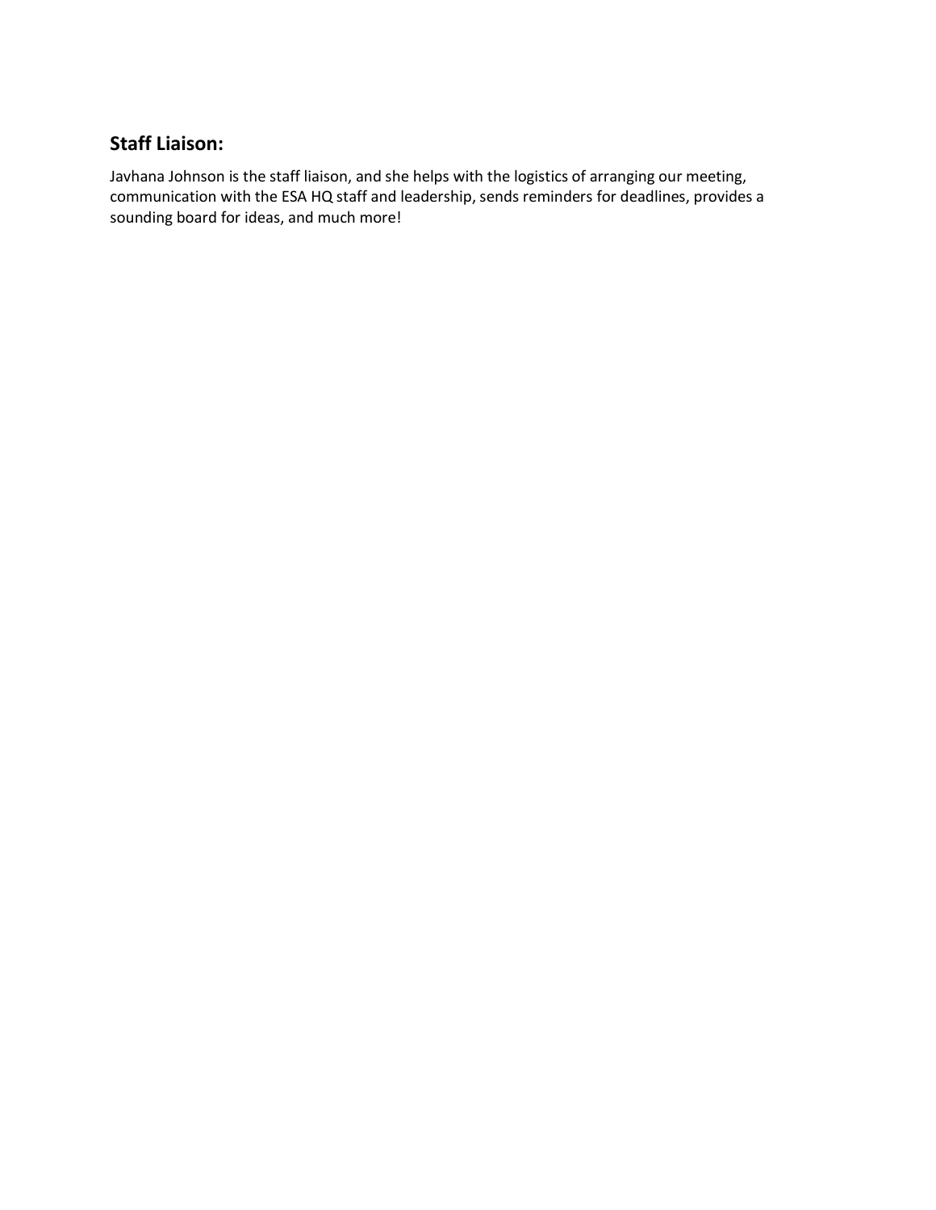### Staff Liaison:

Javhana Johnson is the staff liaison, and she helps with the logistics of arranging our meeting, communication with the ESA HQ staff and leadership, sends reminders for deadlines, provides a sounding board for ideas, and much more!